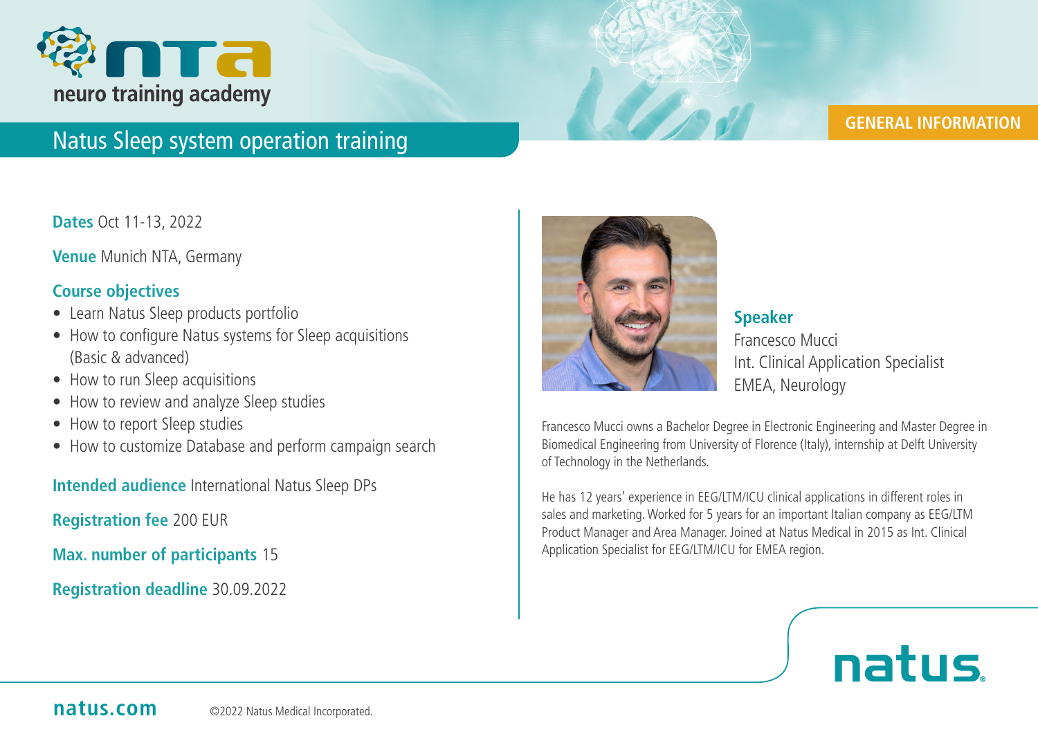neuro training academy

# Natus Sleep system operation training

GENERAL INFORMATION

**Dates** Oct 11-13, 2022

**Venue** Munich NTA, Germany

**Course objectives**

- Learn Natus Sleep products portfolio
- How to configure Natus systems for Sleep acquisitions (Basic & advanced)
- How to run Sleep acquisitions
- How to review and analyze Sleep studies
- How to report Sleep studies
- How to customize Database and perform campaign search

**Intended audience** International Natus Sleep DPs

**Registration fee** 200 EUR

**Max. number of participants** 15

**Registration deadline** 30.09.2022

**Speaker**
Francesco Mucci
Int. Clinical Application Specialist
EMEA, Neurology

Francesco Mucci owns a Bachelor Degree in Electronic Engineering and Master Degree in Biomedical Engineering from University of Florence (Italy), internship at Delft University of Technology in the Netherlands.

He has 12 years' experience in EEG/LTM/ICU clinical applications in different roles in sales and marketing. Worked for 5 years for an important Italian company as EEG/LTM Product Manager and Area Manager. Joined at Natus Medical in 2015 as Int. Clinical Application Specialist for EEG/LTM/ICU for EMEA region.

natus

natus.com

©2022 Natus Medical Incorporated.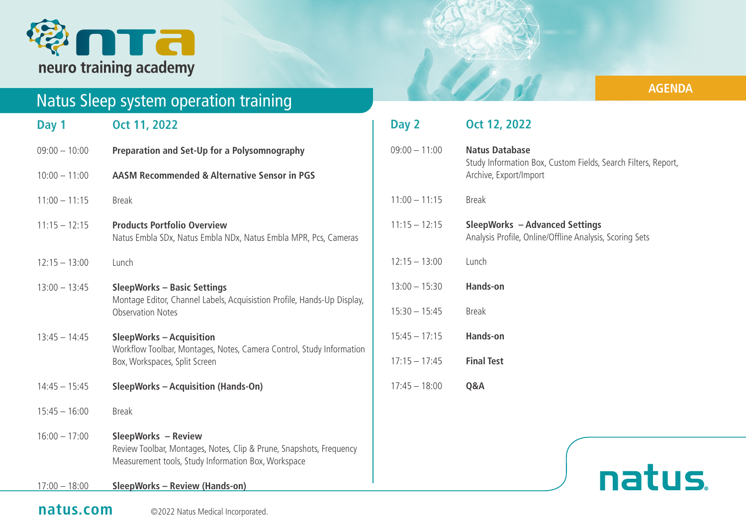neuro training academy

AGENDA

# Natus Sleep system operation training

## Day 1 — Oct 11, 2022

| Time | Session |
|---|---|
| 09:00 – 10:00 | **Preparation and Set-Up for a Polysomnography** |
| 10:00 – 11:00 | **AASM Recommended & Alternative Sensor in PGS** |
| 11:15 – 11:15 | Break |
| 11:15 – 12:15 | **Products Portfolio Overview**<br>Natus Embla SDx, Natus Embla NDx, Natus Embla MPR, Pcs, Cameras |
| 12:15 – 13:00 | Lunch |
| 13:00 – 13:45 | **SleepWorks – Basic Settings**<br>Montage Editor, Channel Labels, Acquisistion Profile, Hands-Up Display, Observation Notes |
| 13:45 – 14:45 | **SleepWorks – Acquisition**<br>Workflow Toolbar, Montages, Notes, Camera Control, Study Information Box, Workspaces, Split Screen |
| 14:45 – 15:45 | **SleepWorks – Acquisition (Hands-On)** |
| 15:45 – 16:00 | Break |
| 16:00 – 17:00 | **SleepWorks – Review**<br>Review Toolbar, Montages, Notes, Clip & Prune, Snapshots, Frequency Measurement tools, Study Information Box, Workspace |
| 17:00 – 18:00 | **SleepWorks – Review (Hands-on)** |

## Day 2 — Oct 12, 2022

| Time | Session |
|---|---|
| 09:00 – 11:00 | **Natus Database**<br>Study Information Box, Custom Fields, Search Filters, Report, Archive, Export/Import |
| 11:00 – 11:15 | Break |
| 11:15 – 12:15 | **SleepWorks – Advanced Settings**<br>Analysis Profile, Online/Offline Analysis, Scoring Sets |
| 12:15 – 13:00 | Lunch |
| 13:00 – 15:30 | **Hands-on** |
| 15:30 – 15:45 | Break |
| 15:45 – 17:15 | **Hands-on** |
| 17:15 – 17:45 | **Final Test** |
| 17:45 – 18:00 | **Q&A** |

natus.

**natus.com** ©2022 Natus Medical Incorporated.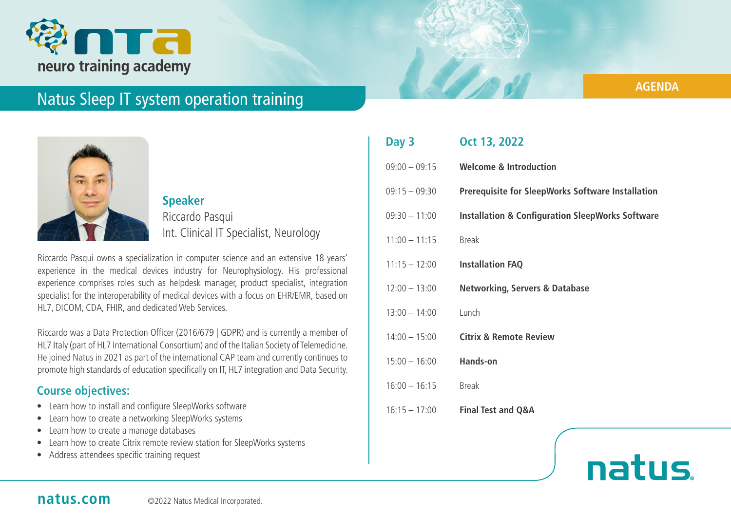neuro training academy

# Natus Sleep IT system operation training

**AGENDA**

## Speaker

Riccardo Pasqui
Int. Clinical IT Specialist, Neurology

Riccardo Pasqui owns a specialization in computer science and an extensive 18 years' experience in the medical devices industry for Neurophysiology. His professional experience comprises roles such as helpdesk manager, product specialist, integration specialist for the interoperability of medical devices with a focus on EHR/EMR, based on HL7, DICOM, CDA, FHIR, and dedicated Web Services.

Riccardo was a Data Protection Officer (2016/679 | GDPR) and is currently a member of HL7 Italy (part of HL7 International Consortium) and of the Italian Society of Telemedicine. He joined Natus in 2021 as part of the international CAP team and currently continues to promote high standards of education specifically on IT, HL7 integration and Data Security.

## Course objectives:

- Learn how to install and configure SleepWorks software
- Learn how to create a networking SleepWorks systems
- Learn how to create a manage databases
- Learn how to create Citrix remote review station for SleepWorks systems
- Address attendees specific training request

| Day 3 | Oct 13, 2022 |
|---|---|
| 09:00 – 09:15 | **Welcome & Introduction** |
| 09:15 – 09:30 | **Prerequisite for SleepWorks Software Installation** |
| 09:30 – 11:00 | **Installation & Configuration SleepWorks Software** |
| 11:00 – 11:15 | Break |
| 11:15 – 12:00 | **Installation FAQ** |
| 12:00 – 13:00 | **Networking, Servers & Database** |
| 13:00 – 14:00 | Lunch |
| 14:00 – 15:00 | **Citrix & Remote Review** |
| 15:00 – 16:00 | **Hands-on** |
| 16:00 – 16:15 | Break |
| 16:15 – 17:00 | **Final Test and Q&A** |

natus.com ©2022 Natus Medical Incorporated.